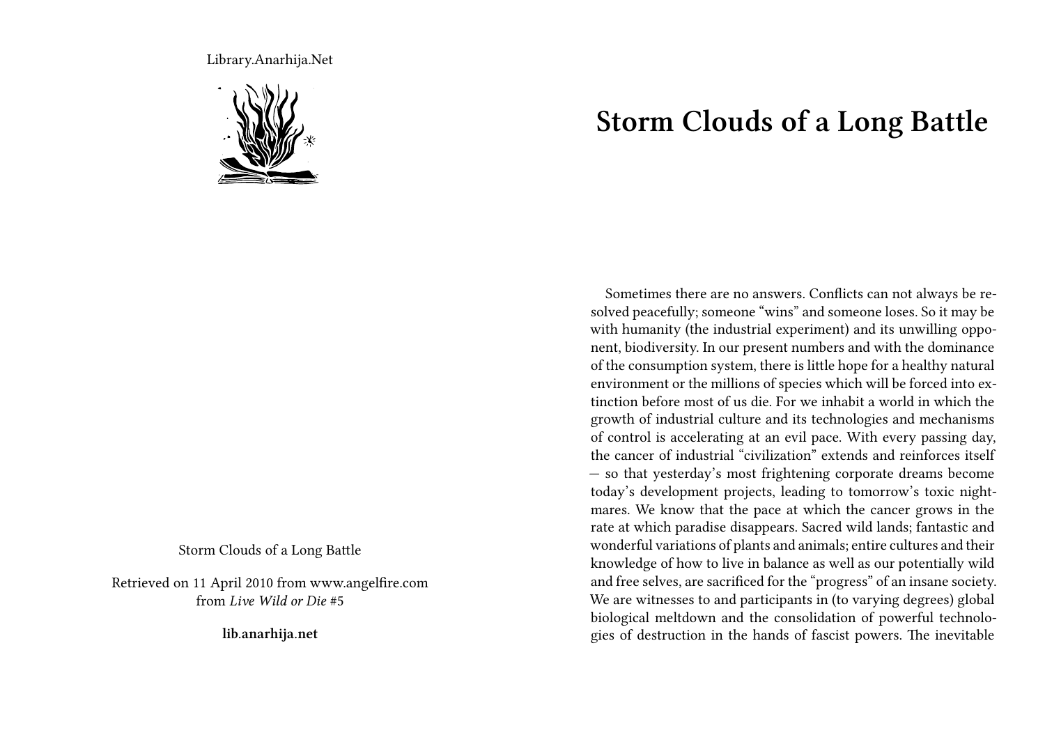Library.Anarhija.Net

Storm Clouds of a Long Battle

Retrieved on 11 April 2010 from www.angelfire.com
from *Live Wild or Die* #5

**lib.anarhija.net**

# Storm Clouds of a Long Battle

Sometimes there are no answers. Conflicts can not always be resolved peacefully; someone "wins" and someone loses. So it may be with humanity (the industrial experiment) and its unwilling opponent, biodiversity. In our present numbers and with the dominance of the consumption system, there is little hope for a healthy natural environment or the millions of species which will be forced into extinction before most of us die. For we inhabit a world in which the growth of industrial culture and its technologies and mechanisms of control is accelerating at an evil pace. With every passing day, the cancer of industrial "civilization" extends and reinforces itself — so that yesterday's most frightening corporate dreams become today's development projects, leading to tomorrow's toxic nightmares. We know that the pace at which the cancer grows in the rate at which paradise disappears. Sacred wild lands; fantastic and wonderful variations of plants and animals; entire cultures and their knowledge of how to live in balance as well as our potentially wild and free selves, are sacrificed for the "progress" of an insane society. We are witnesses to and participants in (to varying degrees) global biological meltdown and the consolidation of powerful technologies of destruction in the hands of fascist powers. The inevitable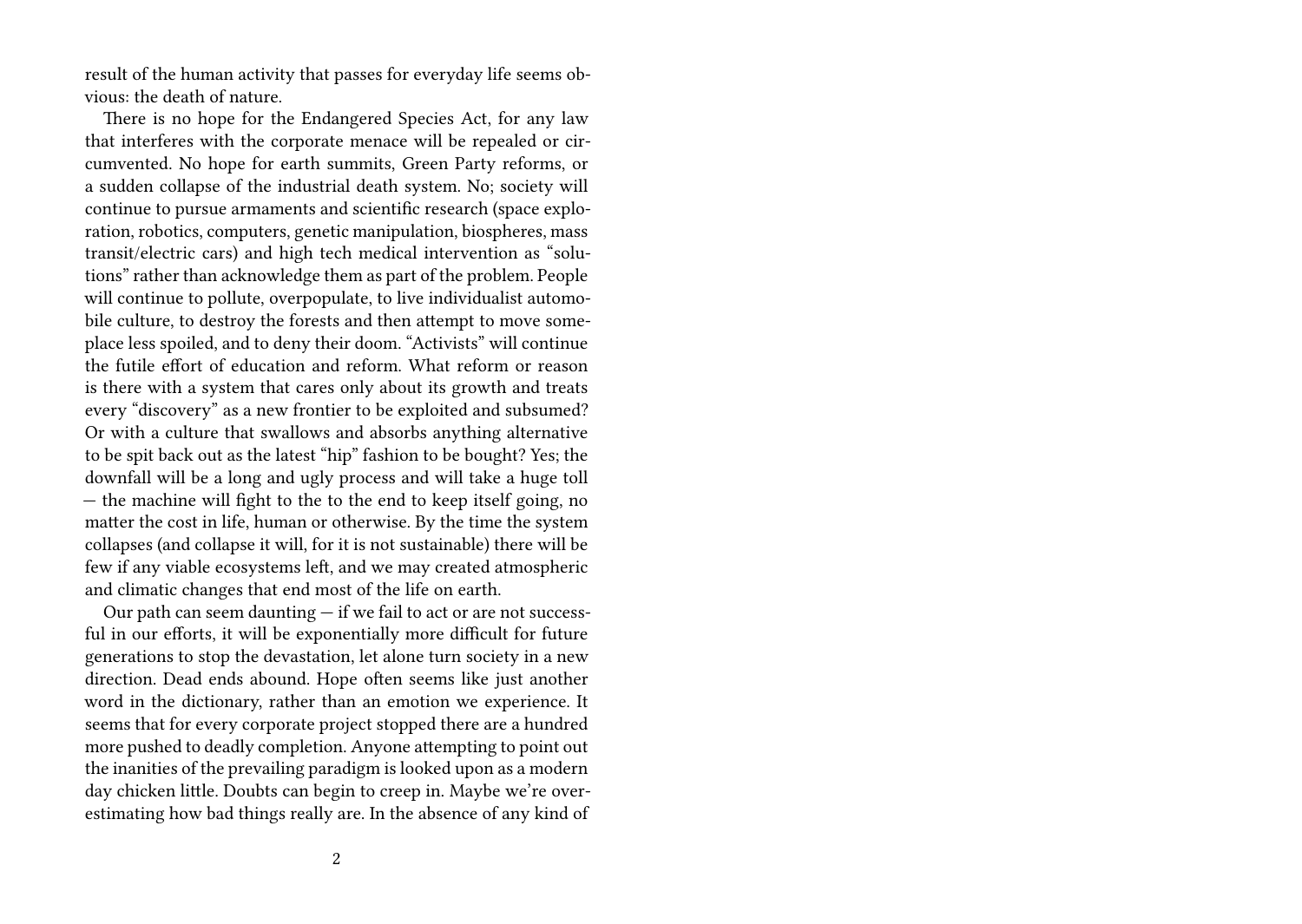result of the human activity that passes for everyday life seems obvious: the death of nature.

There is no hope for the Endangered Species Act, for any law that interferes with the corporate menace will be repealed or circumvented. No hope for earth summits, Green Party reforms, or a sudden collapse of the industrial death system. No; society will continue to pursue armaments and scientific research (space exploration, robotics, computers, genetic manipulation, biospheres, mass transit/electric cars) and high tech medical intervention as "solutions" rather than acknowledge them as part of the problem. People will continue to pollute, overpopulate, to live individualist automobile culture, to destroy the forests and then attempt to move someplace less spoiled, and to deny their doom. "Activists" will continue the futile effort of education and reform. What reform or reason is there with a system that cares only about its growth and treats every "discovery" as a new frontier to be exploited and subsumed? Or with a culture that swallows and absorbs anything alternative to be spit back out as the latest "hip" fashion to be bought? Yes; the downfall will be a long and ugly process and will take a huge toll — the machine will fight to the to the end to keep itself going, no matter the cost in life, human or otherwise. By the time the system collapses (and collapse it will, for it is not sustainable) there will be few if any viable ecosystems left, and we may created atmospheric and climatic changes that end most of the life on earth.

Our path can seem daunting — if we fail to act or are not successful in our efforts, it will be exponentially more difficult for future generations to stop the devastation, let alone turn society in a new direction. Dead ends abound. Hope often seems like just another word in the dictionary, rather than an emotion we experience. It seems that for every corporate project stopped there are a hundred more pushed to deadly completion. Anyone attempting to point out the inanities of the prevailing paradigm is looked upon as a modern day chicken little. Doubts can begin to creep in. Maybe we're overestimating how bad things really are. In the absence of any kind of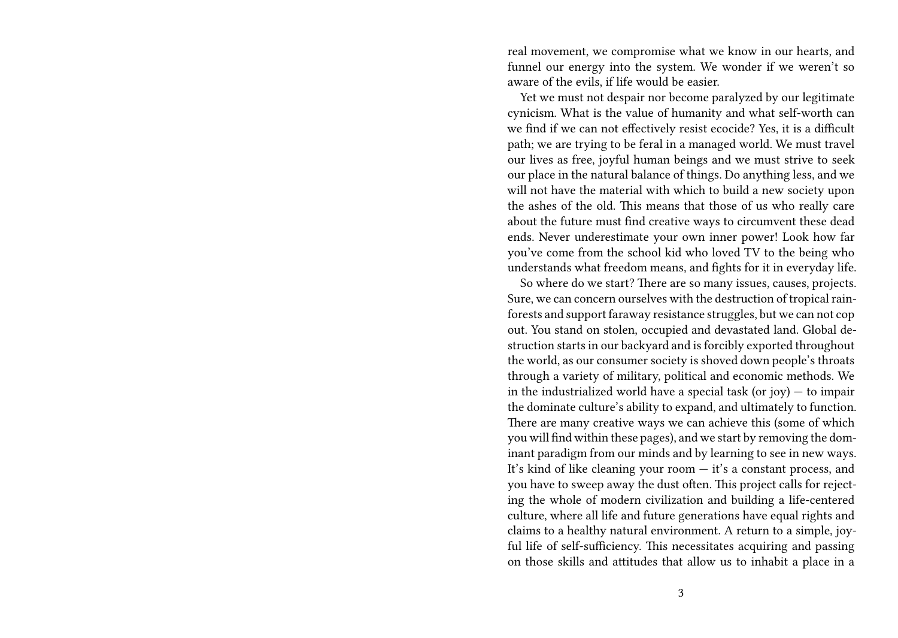real movement, we compromise what we know in our hearts, and funnel our energy into the system. We wonder if we weren't so aware of the evils, if life would be easier.

Yet we must not despair nor become paralyzed by our legitimate cynicism. What is the value of humanity and what self-worth can we find if we can not effectively resist ecocide? Yes, it is a difficult path; we are trying to be feral in a managed world. We must travel our lives as free, joyful human beings and we must strive to seek our place in the natural balance of things. Do anything less, and we will not have the material with which to build a new society upon the ashes of the old. This means that those of us who really care about the future must find creative ways to circumvent these dead ends. Never underestimate your own inner power! Look how far you've come from the school kid who loved TV to the being who understands what freedom means, and fights for it in everyday life.

So where do we start? There are so many issues, causes, projects. Sure, we can concern ourselves with the destruction of tropical rainforests and support faraway resistance struggles, but we can not cop out. You stand on stolen, occupied and devastated land. Global destruction starts in our backyard and is forcibly exported throughout the world, as our consumer society is shoved down people's throats through a variety of military, political and economic methods. We in the industrialized world have a special task (or joy) — to impair the dominate culture's ability to expand, and ultimately to function. There are many creative ways we can achieve this (some of which you will find within these pages), and we start by removing the dominant paradigm from our minds and by learning to see in new ways. It's kind of like cleaning your room — it's a constant process, and you have to sweep away the dust often. This project calls for rejecting the whole of modern civilization and building a life-centered culture, where all life and future generations have equal rights and claims to a healthy natural environment. A return to a simple, joyful life of self-sufficiency. This necessitates acquiring and passing on those skills and attitudes that allow us to inhabit a place in a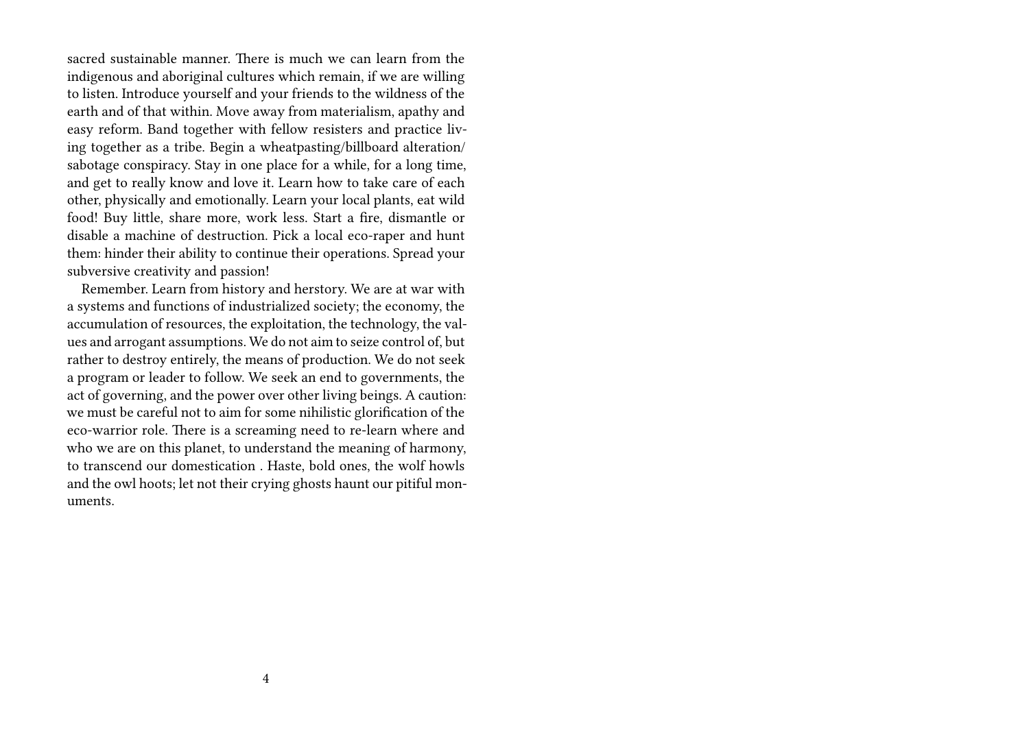sacred sustainable manner. There is much we can learn from the indigenous and aboriginal cultures which remain, if we are willing to listen. Introduce yourself and your friends to the wildness of the earth and of that within. Move away from materialism, apathy and easy reform. Band together with fellow resisters and practice living together as a tribe. Begin a wheatpasting/billboard alteration/sabotage conspiracy. Stay in one place for a while, for a long time, and get to really know and love it. Learn how to take care of each other, physically and emotionally. Learn your local plants, eat wild food! Buy little, share more, work less. Start a fire, dismantle or disable a machine of destruction. Pick a local eco-raper and hunt them: hinder their ability to continue their operations. Spread your subversive creativity and passion!

Remember. Learn from history and herstory. We are at war with a systems and functions of industrialized society; the economy, the accumulation of resources, the exploitation, the technology, the values and arrogant assumptions. We do not aim to seize control of, but rather to destroy entirely, the means of production. We do not seek a program or leader to follow. We seek an end to governments, the act of governing, and the power over other living beings. A caution: we must be careful not to aim for some nihilistic glorification of the eco-warrior role. There is a screaming need to re-learn where and who we are on this planet, to understand the meaning of harmony, to transcend our domestication . Haste, bold ones, the wolf howls and the owl hoots; let not their crying ghosts haunt our pitiful monuments.